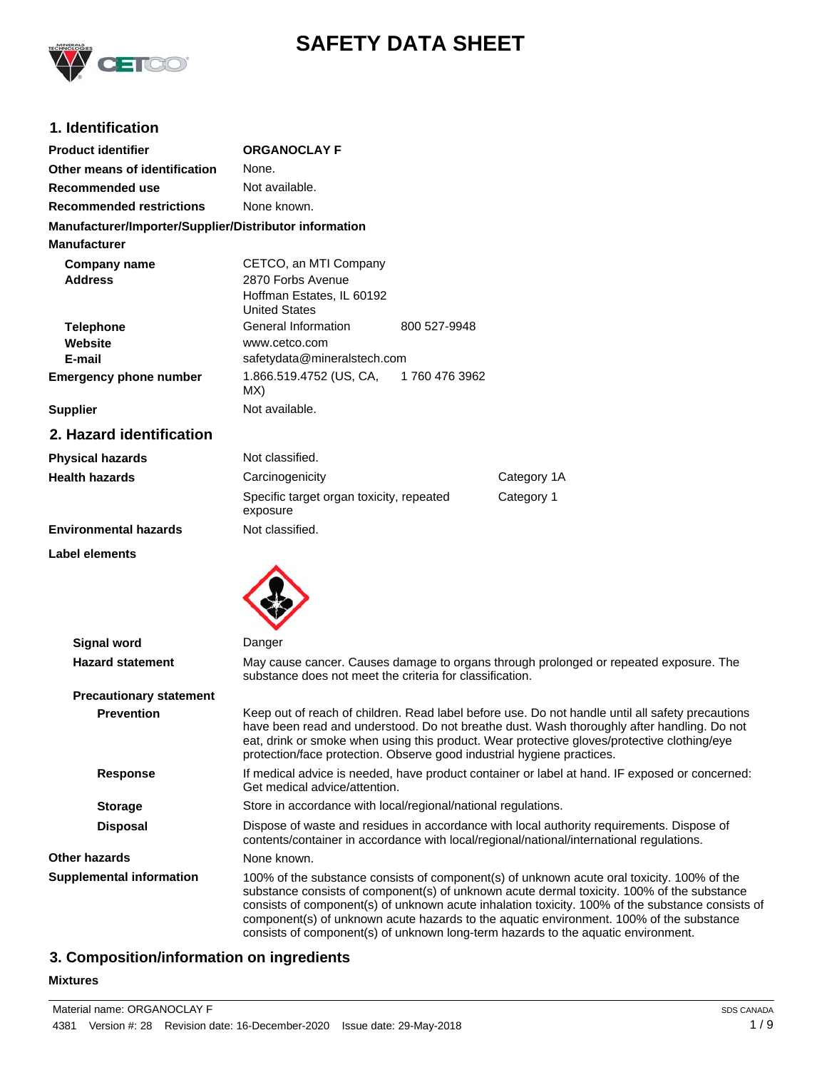# SAFETY DATA SHEET

## 1. Identification

| | | |
|---|---|---|
| **Product identifier** | **ORGANOCLAY F** | |
| **Other means of identification** | None. | |
| **Recommended use** | Not available. | |
| **Recommended restrictions** | None known. | |

**Manufacturer/Importer/Supplier/Distributor information**

**Manufacturer**

| | | |
|---|---|---|
| **Company name** | CETCO, an MTI Company | |
| **Address** | 2870 Forbs Avenue<br>Hoffman Estates, IL 60192<br>United States | |
| **Telephone** | General Information | 800 527-9948 |
| **Website** | www.cetco.com | |
| **E-mail** | safetydata@mineralstech.com | |
| **Emergency phone number** | 1.866.519.4752 (US, CA, MX) | 1 760 476 3962 |
| **Supplier** | Not available. | |

## 2. Hazard identification

| | | |
|---|---|---|
| **Physical hazards** | Not classified. | |
| **Health hazards** | Carcinogenicity | Category 1A |
| | Specific target organ toxicity, repeated exposure | Category 1 |
| **Environmental hazards** | Not classified. | |

**Label elements**

**Signal word** Danger

**Hazard statement** May cause cancer. Causes damage to organs through prolonged or repeated exposure. The substance does not meet the criteria for classification.

**Precautionary statement**

**Prevention** Keep out of reach of children. Read label before use. Do not handle until all safety precautions have been read and understood. Do not breathe dust. Wash thoroughly after handling. Do not eat, drink or smoke when using this product. Wear protective gloves/protective clothing/eye protection/face protection. Observe good industrial hygiene practices.

**Response** If medical advice is needed, have product container or label at hand. IF exposed or concerned: Get medical advice/attention.

**Storage** Store in accordance with local/regional/national regulations.

**Disposal** Dispose of waste and residues in accordance with local authority requirements. Dispose of contents/container in accordance with local/regional/national/international regulations.

**Other hazards** None known.

**Supplemental information** 100% of the substance consists of component(s) of unknown acute oral toxicity. 100% of the substance consists of component(s) of unknown acute dermal toxicity. 100% of the substance consists of component(s) of unknown acute inhalation toxicity. 100% of the substance consists of component(s) of unknown acute hazards to the aquatic environment. 100% of the substance consists of component(s) of unknown long-term hazards to the aquatic environment.

## 3. Composition/information on ingredients

**Mixtures**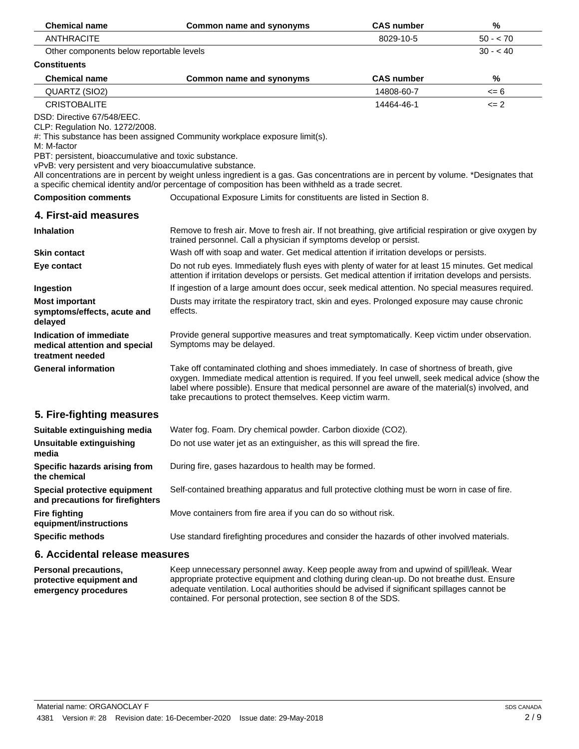| Chemical name | Common name and synonyms | CAS number | % |
|---|---|---|---|
| ANTHRACITE | | 8029-10-5 | 50 - < 70 |
| Other components below reportable levels | | | 30 - < 40 |

**Constituents**

| Chemical name | Common name and synonyms | CAS number | % |
|---|---|---|---|
| QUARTZ (SIO2) | | 14808-60-7 | <= 6 |
| CRISTOBALITE | | 14464-46-1 | <= 2 |

DSD: Directive 67/548/EEC.
CLP: Regulation No. 1272/2008.
#: This substance has been assigned Community workplace exposure limit(s).
M: M-factor
PBT: persistent, bioaccumulative and toxic substance.
vPvB: very persistent and very bioaccumulative substance.
All concentrations are in percent by weight unless ingredient is a gas. Gas concentrations are in percent by volume. *Designates that a specific chemical identity and/or percentage of composition has been withheld as a trade secret.

**Composition comments** Occupational Exposure Limits for constituents are listed in Section 8.

## 4. First-aid measures

**Inhalation** Remove to fresh air. Move to fresh air. If not breathing, give artificial respiration or give oxygen by trained personnel. Call a physician if symptoms develop or persist.

**Skin contact** Wash off with soap and water. Get medical attention if irritation develops or persists.

**Eye contact** Do not rub eyes. Immediately flush eyes with plenty of water for at least 15 minutes. Get medical attention if irritation develops or persists. Get medical attention if irritation develops and persists.

**Ingestion** If ingestion of a large amount does occur, seek medical attention. No special measures required.

**Most important symptoms/effects, acute and delayed** Dusts may irritate the respiratory tract, skin and eyes. Prolonged exposure may cause chronic effects.

**Indication of immediate medical attention and special treatment needed** Provide general supportive measures and treat symptomatically. Keep victim under observation. Symptoms may be delayed.

**General information** Take off contaminated clothing and shoes immediately. In case of shortness of breath, give oxygen. Immediate medical attention is required. If you feel unwell, seek medical advice (show the label where possible). Ensure that medical personnel are aware of the material(s) involved, and take precautions to protect themselves. Keep victim warm.

## 5. Fire-fighting measures

**Suitable extinguishing media** Water fog. Foam. Dry chemical powder. Carbon dioxide ($CO_2$).

**Unsuitable extinguishing media** Do not use water jet as an extinguisher, as this will spread the fire.

**Specific hazards arising from the chemical** During fire, gases hazardous to health may be formed.

**Special protective equipment and precautions for firefighters** Self-contained breathing apparatus and full protective clothing must be worn in case of fire.

**Fire fighting equipment/instructions** Move containers from fire area if you can do so without risk.

**Specific methods** Use standard firefighting procedures and consider the hazards of other involved materials.

## 6. Accidental release measures

**Personal precautions, protective equipment and emergency procedures** Keep unnecessary personnel away. Keep people away from and upwind of spill/leak. Wear appropriate protective equipment and clothing during clean-up. Do not breathe dust. Ensure adequate ventilation. Local authorities should be advised if significant spillages cannot be contained. For personal protection, see section 8 of the SDS.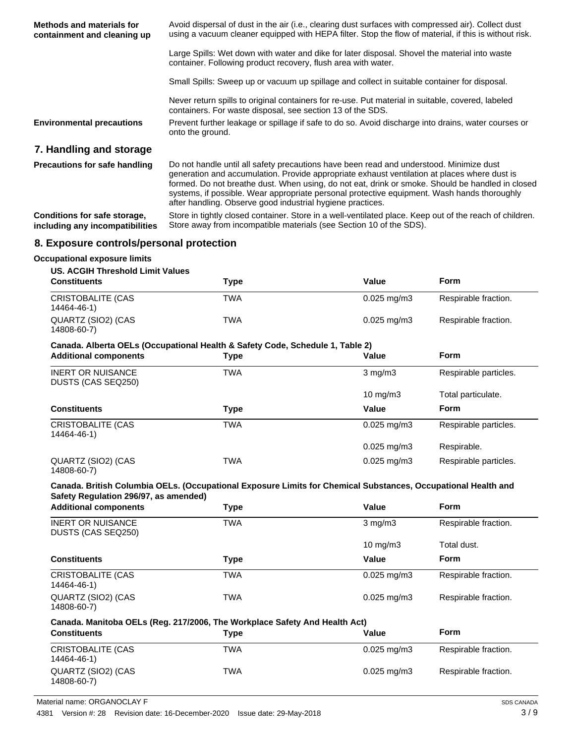**Methods and materials for containment and cleaning up**

Avoid dispersal of dust in the air (i.e., clearing dust surfaces with compressed air). Collect dust using a vacuum cleaner equipped with HEPA filter. Stop the flow of material, if this is without risk.

Large Spills: Wet down with water and dike for later disposal. Shovel the material into waste container. Following product recovery, flush area with water.

Small Spills: Sweep up or vacuum up spillage and collect in suitable container for disposal.

Never return spills to original containers for re-use. Put material in suitable, covered, labeled containers. For waste disposal, see section 13 of the SDS.

**Environmental precautions**

Prevent further leakage or spillage if safe to do so. Avoid discharge into drains, water courses or onto the ground.

## 7. Handling and storage

**Precautions for safe handling**

Do not handle until all safety precautions have been read and understood. Minimize dust generation and accumulation. Provide appropriate exhaust ventilation at places where dust is formed. Do not breathe dust. When using, do not eat, drink or smoke. Should be handled in closed systems, if possible. Wear appropriate personal protective equipment. Wash hands thoroughly after handling. Observe good industrial hygiene practices.

**Conditions for safe storage, including any incompatibilities**

Store in tightly closed container. Store in a well-ventilated place. Keep out of the reach of children. Store away from incompatible materials (see Section 10 of the SDS).

## 8. Exposure controls/personal protection

**Occupational exposure limits**

**US. ACGIH Threshold Limit Values**

| Constituents | Type | Value | Form |
|---|---|---|---|
| CRISTOBALITE (CAS 14464-46-1) | TWA | 0.025 mg/m3 | Respirable fraction. |
| QUARTZ (SIO2) (CAS 14808-60-7) | TWA | 0.025 mg/m3 | Respirable fraction. |

**Canada. Alberta OELs (Occupational Health & Safety Code, Schedule 1, Table 2)**

| Additional components | Type | Value | Form |
|---|---|---|---|
| INERT OR NUISANCE DUSTS (CAS SEQ250) | TWA | 3 mg/m3 | Respirable particles. |
| | | 10 mg/m3 | Total particulate. |

| Constituents | Type | Value | Form |
|---|---|---|---|
| CRISTOBALITE (CAS 14464-46-1) | TWA | 0.025 mg/m3 | Respirable particles. |
| | | 0.025 mg/m3 | Respirable. |
| QUARTZ (SIO2) (CAS 14808-60-7) | TWA | 0.025 mg/m3 | Respirable particles. |

**Canada. British Columbia OELs. (Occupational Exposure Limits for Chemical Substances, Occupational Health and Safety Regulation 296/97, as amended)**

| Additional components | Type | Value | Form |
|---|---|---|---|
| INERT OR NUISANCE DUSTS (CAS SEQ250) | TWA | 3 mg/m3 | Respirable fraction. |
| | | 10 mg/m3 | Total dust. |

| Constituents | Type | Value | Form |
|---|---|---|---|
| CRISTOBALITE (CAS 14464-46-1) | TWA | 0.025 mg/m3 | Respirable fraction. |
| QUARTZ (SIO2) (CAS 14808-60-7) | TWA | 0.025 mg/m3 | Respirable fraction. |

**Canada. Manitoba OELs (Reg. 217/2006, The Workplace Safety And Health Act)**

| Constituents | Type | Value | Form |
|---|---|---|---|
| CRISTOBALITE (CAS 14464-46-1) | TWA | 0.025 mg/m3 | Respirable fraction. |
| QUARTZ (SIO2) (CAS 14808-60-7) | TWA | 0.025 mg/m3 | Respirable fraction. |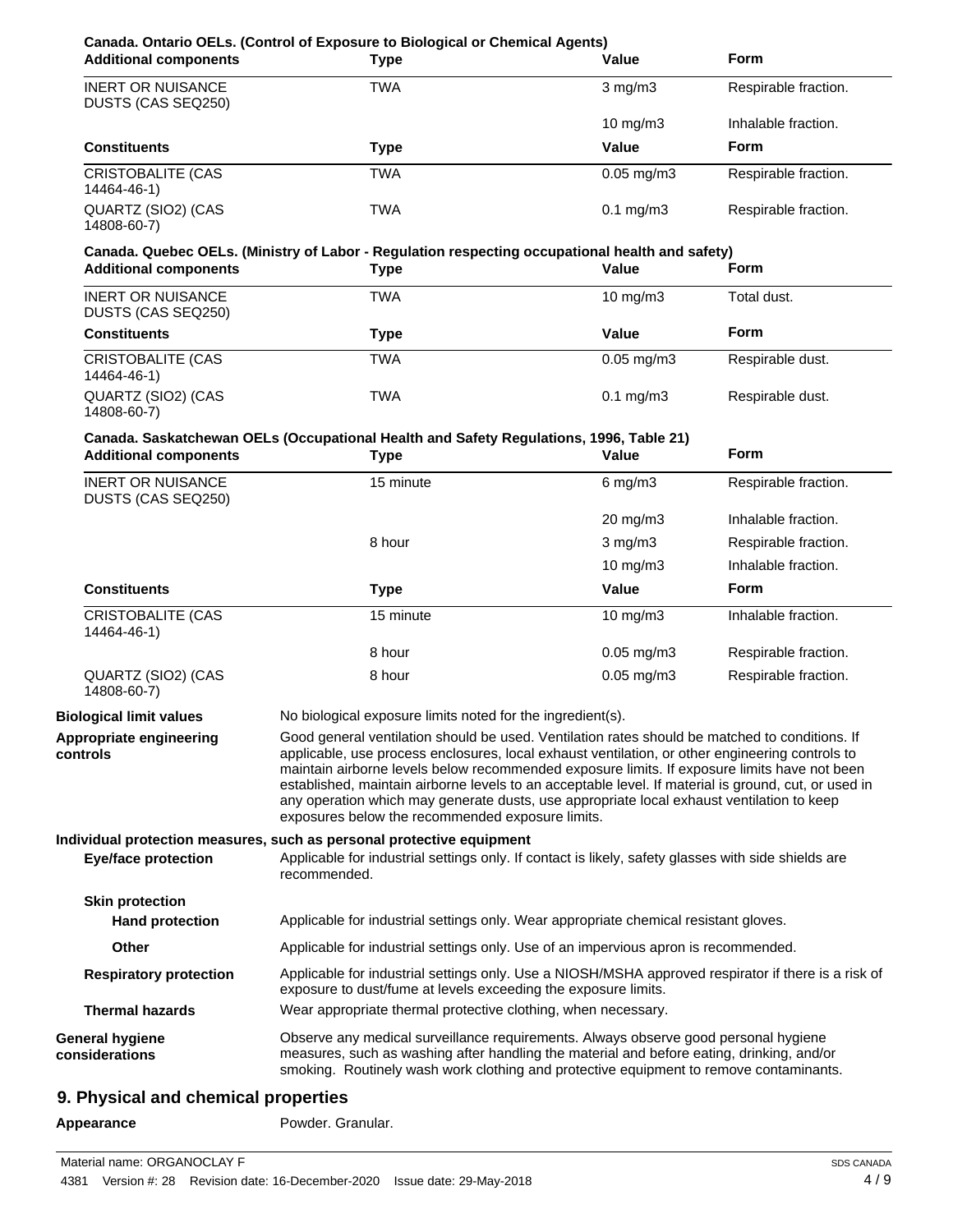**Canada. Ontario OELs. (Control of Exposure to Biological or Chemical Agents)**

| Additional components | Type | Value | Form |
|---|---|---|---|
| INERT OR NUISANCE DUSTS (CAS SEQ250) | TWA | 3 mg/m3 | Respirable fraction. |
| | | 10 mg/m3 | Inhalable fraction. |
| **Constituents** | **Type** | **Value** | **Form** |
| CRISTOBALITE (CAS 14464-46-1) | TWA | 0.05 mg/m3 | Respirable fraction. |
| QUARTZ (SIO2) (CAS 14808-60-7) | TWA | 0.1 mg/m3 | Respirable fraction. |

**Canada. Quebec OELs. (Ministry of Labor - Regulation respecting occupational health and safety)**

| Additional components | Type | Value | Form |
|---|---|---|---|
| INERT OR NUISANCE DUSTS (CAS SEQ250) | TWA | 10 mg/m3 | Total dust. |
| **Constituents** | **Type** | **Value** | **Form** |
| CRISTOBALITE (CAS 14464-46-1) | TWA | 0.05 mg/m3 | Respirable dust. |
| QUARTZ (SIO2) (CAS 14808-60-7) | TWA | 0.1 mg/m3 | Respirable dust. |

**Canada. Saskatchewan OELs (Occupational Health and Safety Regulations, 1996, Table 21)**

| Additional components | Type | Value | Form |
|---|---|---|---|
| INERT OR NUISANCE DUSTS (CAS SEQ250) | 15 minute | 6 mg/m3 | Respirable fraction. |
| | | 20 mg/m3 | Inhalable fraction. |
| | 8 hour | 3 mg/m3 | Respirable fraction. |
| | | 10 mg/m3 | Inhalable fraction. |
| **Constituents** | **Type** | **Value** | **Form** |
| CRISTOBALITE (CAS 14464-46-1) | 15 minute | 10 mg/m3 | Inhalable fraction. |
| | 8 hour | 0.05 mg/m3 | Respirable fraction. |
| QUARTZ (SIO2) (CAS 14808-60-7) | 8 hour | 0.05 mg/m3 | Respirable fraction. |

**Biological limit values** No biological exposure limits noted for the ingredient(s).

**Appropriate engineering controls** Good general ventilation should be used. Ventilation rates should be matched to conditions. If applicable, use process enclosures, local exhaust ventilation, or other engineering controls to maintain airborne levels below recommended exposure limits. If exposure limits have not been established, maintain airborne levels to an acceptable level. If material is ground, cut, or used in any operation which may generate dusts, use appropriate local exhaust ventilation to keep exposures below the recommended exposure limits.

**Individual protection measures, such as personal protective equipment**

**Eye/face protection** Applicable for industrial settings only. If contact is likely, safety glasses with side shields are recommended.

**Skin protection**

**Hand protection** Applicable for industrial settings only. Wear appropriate chemical resistant gloves.

**Other** Applicable for industrial settings only. Use of an impervious apron is recommended.

**Respiratory protection** Applicable for industrial settings only. Use a NIOSH/MSHA approved respirator if there is a risk of exposure to dust/fume at levels exceeding the exposure limits.

**Thermal hazards** Wear appropriate thermal protective clothing, when necessary.

**General hygiene considerations** Observe any medical surveillance requirements. Always observe good personal hygiene measures, such as washing after handling the material and before eating, drinking, and/or smoking. Routinely wash work clothing and protective equipment to remove contaminants.

## 9. Physical and chemical properties

**Appearance** Powder. Granular.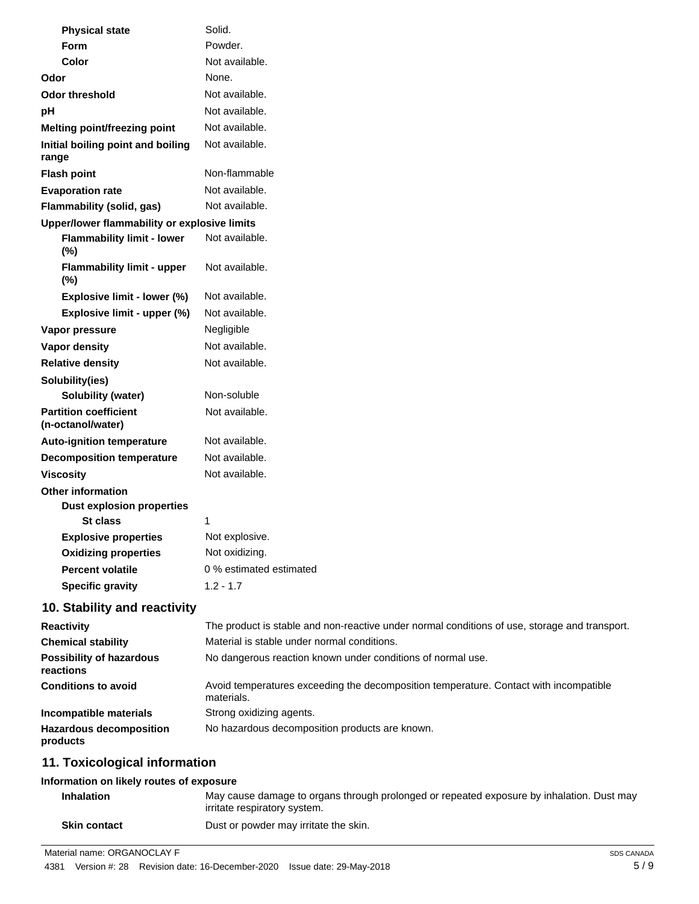| | |
|---|---|
| **Physical state** | Solid. |
| **Form** | Powder. |
| **Color** | Not available. |
| **Odor** | None. |
| **Odor threshold** | Not available. |
| **pH** | Not available. |
| **Melting point/freezing point** | Not available. |
| **Initial boiling point and boiling range** | Not available. |
| **Flash point** | Non-flammable |
| **Evaporation rate** | Not available. |
| **Flammability (solid, gas)** | Not available. |
| **Upper/lower flammability or explosive limits** | |
| **Flammability limit - lower (%)** | Not available. |
| **Flammability limit - upper (%)** | Not available. |
| **Explosive limit - lower (%)** | Not available. |
| **Explosive limit - upper (%)** | Not available. |
| **Vapor pressure** | Negligible |
| **Vapor density** | Not available. |
| **Relative density** | Not available. |
| **Solubility(ies)** | |
| **Solubility (water)** | Non-soluble |
| **Partition coefficient (n-octanol/water)** | Not available. |
| **Auto-ignition temperature** | Not available. |
| **Decomposition temperature** | Not available. |
| **Viscosity** | Not available. |
| **Other information** | |
| **Dust explosion properties** | |
| **St class** | 1 |
| **Explosive properties** | Not explosive. |
| **Oxidizing properties** | Not oxidizing. |
| **Percent volatile** | 0 % estimated estimated |
| **Specific gravity** | 1.2 - 1.7 |

## 10. Stability and reactivity

| | |
|---|---|
| **Reactivity** | The product is stable and non-reactive under normal conditions of use, storage and transport. |
| **Chemical stability** | Material is stable under normal conditions. |
| **Possibility of hazardous reactions** | No dangerous reaction known under conditions of normal use. |
| **Conditions to avoid** | Avoid temperatures exceeding the decomposition temperature. Contact with incompatible materials. |
| **Incompatible materials** | Strong oxidizing agents. |
| **Hazardous decomposition products** | No hazardous decomposition products are known. |

## 11. Toxicological information

**Information on likely routes of exposure**

| | |
|---|---|
| **Inhalation** | May cause damage to organs through prolonged or repeated exposure by inhalation. Dust may irritate respiratory system. |
| **Skin contact** | Dust or powder may irritate the skin. |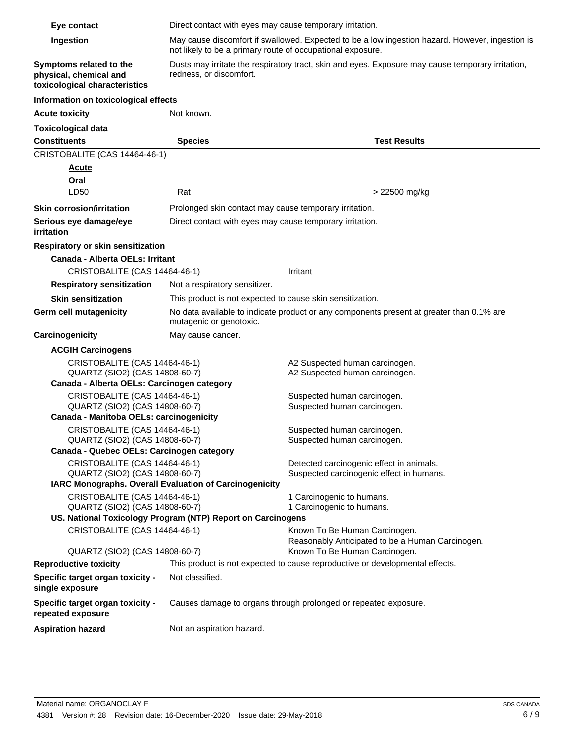**Eye contact** Direct contact with eyes may cause temporary irritation.

**Ingestion** May cause discomfort if swallowed. Expected to be a low ingestion hazard. However, ingestion is not likely to be a primary route of occupational exposure.

**Symptoms related to the physical, chemical and toxicological characteristics** Dusts may irritate the respiratory tract, skin and eyes. Exposure may cause temporary irritation, redness, or discomfort.

**Information on toxicological effects**

**Acute toxicity** Not known.

**Toxicological data**

| Constituents | Species | Test Results |
|---|---|---|
| CRISTOBALITE (CAS 14464-46-1) | | |
| **Acute** | | |
| **Oral** | | |
| LD50 | Rat | > 22500 mg/kg |

**Skin corrosion/irritation** Prolonged skin contact may cause temporary irritation.

**Serious eye damage/eye irritation** Direct contact with eyes may cause temporary irritation.

**Respiratory or skin sensitization**

**Canada - Alberta OELs: Irritant**

| | |
|---|---|
| CRISTOBALITE (CAS 14464-46-1) | Irritant |

**Respiratory sensitization** Not a respiratory sensitizer.

**Skin sensitization** This product is not expected to cause skin sensitization.

**Germ cell mutagenicity** No data available to indicate product or any components present at greater than 0.1% are mutagenic or genotoxic.

**Carcinogenicity** May cause cancer.

**ACGIH Carcinogens**

| | |
|---|---|
| CRISTOBALITE (CAS 14464-46-1) | A2 Suspected human carcinogen. |
| QUARTZ (SIO2) (CAS 14808-60-7) | A2 Suspected human carcinogen. |

**Canada - Alberta OELs: Carcinogen category**

| | |
|---|---|
| CRISTOBALITE (CAS 14464-46-1) | Suspected human carcinogen. |
| QUARTZ (SIO2) (CAS 14808-60-7) | Suspected human carcinogen. |

**Canada - Manitoba OELs: carcinogenicity**

| | |
|---|---|
| CRISTOBALITE (CAS 14464-46-1) | Suspected human carcinogen. |
| QUARTZ (SIO2) (CAS 14808-60-7) | Suspected human carcinogen. |

**Canada - Quebec OELs: Carcinogen category**

| | |
|---|---|
| CRISTOBALITE (CAS 14464-46-1) | Detected carcinogenic effect in animals. |
| QUARTZ (SIO2) (CAS 14808-60-7) | Suspected carcinogenic effect in humans. |

**IARC Monographs. Overall Evaluation of Carcinogenicity**

| | |
|---|---|
| CRISTOBALITE (CAS 14464-46-1) | 1 Carcinogenic to humans. |
| QUARTZ (SIO2) (CAS 14808-60-7) | 1 Carcinogenic to humans. |

**US. National Toxicology Program (NTP) Report on Carcinogens**

| | |
|---|---|
| CRISTOBALITE (CAS 14464-46-1) | Known To Be Human Carcinogen.<br>Reasonably Anticipated to be a Human Carcinogen. |
| QUARTZ (SIO2) (CAS 14808-60-7) | Known To Be Human Carcinogen. |

**Reproductive toxicity** This product is not expected to cause reproductive or developmental effects.

**Specific target organ toxicity - single exposure** Not classified.

**Specific target organ toxicity - repeated exposure** Causes damage to organs through prolonged or repeated exposure.

**Aspiration hazard** Not an aspiration hazard.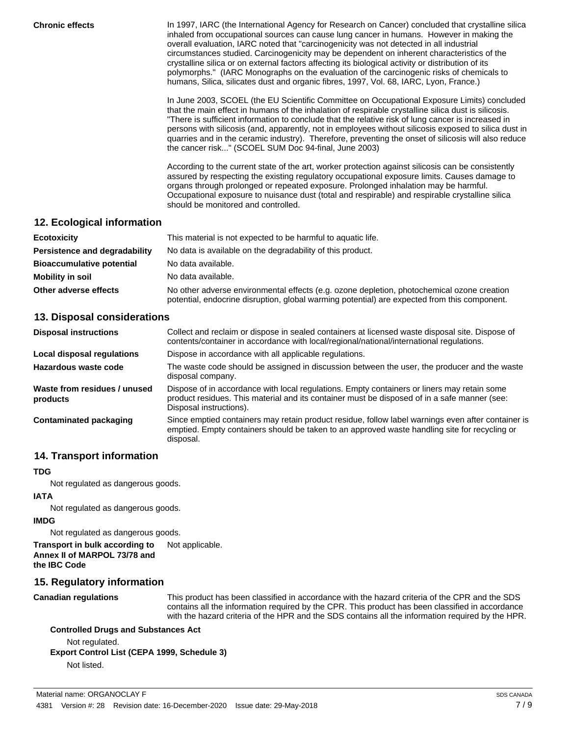**Chronic effects**

In 1997, IARC (the International Agency for Research on Cancer) concluded that crystalline silica inhaled from occupational sources can cause lung cancer in humans. However in making the overall evaluation, IARC noted that "carcinogenicity was not detected in all industrial circumstances studied. Carcinogenicity may be dependent on inherent characteristics of the crystalline silica or on external factors affecting its biological activity or distribution of its polymorphs." (IARC Monographs on the evaluation of the carcinogenic risks of chemicals to humans, Silica, silicates dust and organic fibres, 1997, Vol. 68, IARC, Lyon, France.)

In June 2003, SCOEL (the EU Scientific Committee on Occupational Exposure Limits) concluded that the main effect in humans of the inhalation of respirable crystalline silica dust is silicosis. "There is sufficient information to conclude that the relative risk of lung cancer is increased in persons with silicosis (and, apparently, not in employees without silicosis exposed to silica dust in quarries and in the ceramic industry). Therefore, preventing the onset of silicosis will also reduce the cancer risk..." (SCOEL SUM Doc 94-final, June 2003)

According to the current state of the art, worker protection against silicosis can be consistently assured by respecting the existing regulatory occupational exposure limits. Causes damage to organs through prolonged or repeated exposure. Prolonged inhalation may be harmful. Occupational exposure to nuisance dust (total and respirable) and respirable crystalline silica should be monitored and controlled.

## 12. Ecological information

**Ecotoxicity**: This material is not expected to be harmful to aquatic life.

**Persistence and degradability**: No data is available on the degradability of this product.

**Bioaccumulative potential**: No data available.

**Mobility in soil**: No data available.

**Other adverse effects**: No other adverse environmental effects (e.g. ozone depletion, photochemical ozone creation potential, endocrine disruption, global warming potential) are expected from this component.

## 13. Disposal considerations

**Disposal instructions**: Collect and reclaim or dispose in sealed containers at licensed waste disposal site. Dispose of contents/container in accordance with local/regional/national/international regulations.

**Local disposal regulations**: Dispose in accordance with all applicable regulations.

**Hazardous waste code**: The waste code should be assigned in discussion between the user, the producer and the waste disposal company.

**Waste from residues / unused products**: Dispose of in accordance with local regulations. Empty containers or liners may retain some product residues. This material and its container must be disposed of in a safe manner (see: Disposal instructions).

**Contaminated packaging**: Since emptied containers may retain product residue, follow label warnings even after container is emptied. Empty containers should be taken to an approved waste handling site for recycling or disposal.

## 14. Transport information

**TDG**

Not regulated as dangerous goods.

**IATA**

Not regulated as dangerous goods.

**IMDG**

Not regulated as dangerous goods.

**Transport in bulk according to Annex II of MARPOL 73/78 and the IBC Code**: Not applicable.

## 15. Regulatory information

**Canadian regulations**: This product has been classified in accordance with the hazard criteria of the CPR and the SDS contains all the information required by the CPR. This product has been classified in accordance with the hazard criteria of the HPR and the SDS contains all the information required by the HPR.

**Controlled Drugs and Substances Act**

Not regulated.

**Export Control List (CEPA 1999, Schedule 3)**

Not listed.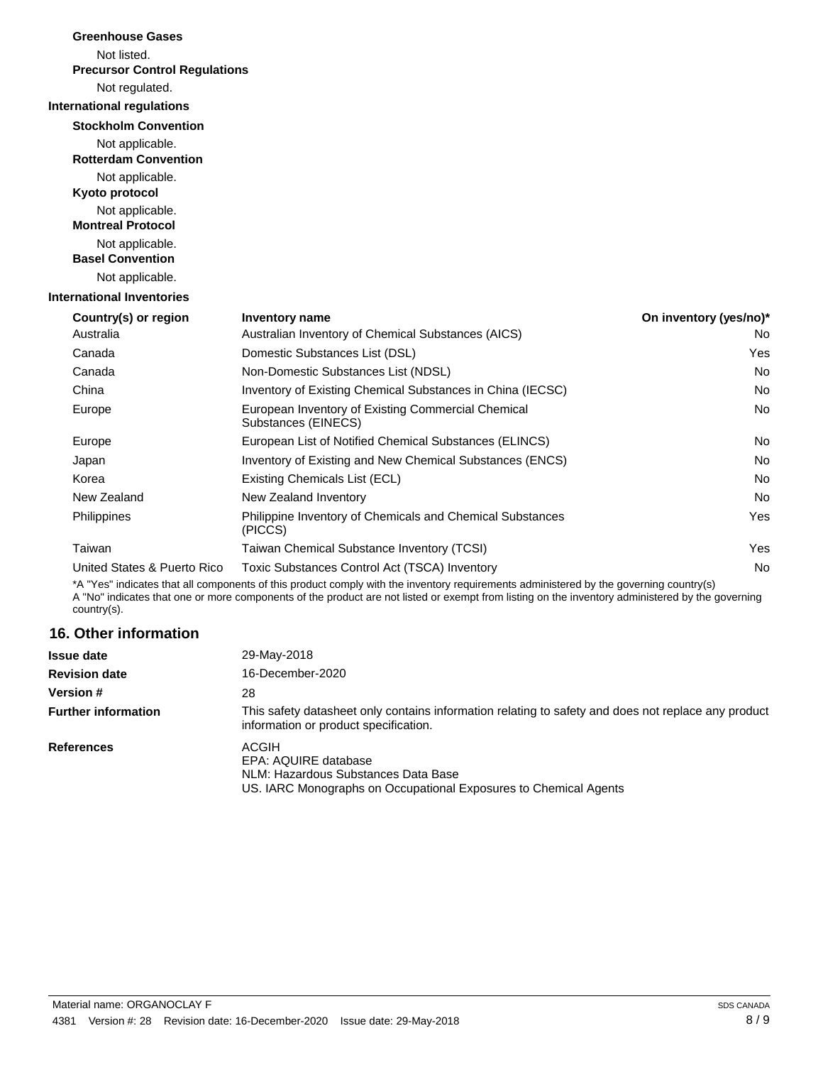**Greenhouse Gases**

Not listed.

**Precursor Control Regulations**

Not regulated.

**International regulations**

**Stockholm Convention**

Not applicable.

**Rotterdam Convention**

Not applicable.

**Kyoto protocol**

Not applicable.

**Montreal Protocol**

Not applicable.

**Basel Convention**

Not applicable.

**International Inventories**

| Country(s) or region | Inventory name | On inventory (yes/no)* |
|---|---|---|
| Australia | Australian Inventory of Chemical Substances (AICS) | No |
| Canada | Domestic Substances List (DSL) | Yes |
| Canada | Non-Domestic Substances List (NDSL) | No |
| China | Inventory of Existing Chemical Substances in China (IECSC) | No |
| Europe | European Inventory of Existing Commercial Chemical Substances (EINECS) | No |
| Europe | European List of Notified Chemical Substances (ELINCS) | No |
| Japan | Inventory of Existing and New Chemical Substances (ENCS) | No |
| Korea | Existing Chemicals List (ECL) | No |
| New Zealand | New Zealand Inventory | No |
| Philippines | Philippine Inventory of Chemicals and Chemical Substances (PICCS) | Yes |
| Taiwan | Taiwan Chemical Substance Inventory (TCSI) | Yes |
| United States & Puerto Rico | Toxic Substances Control Act (TSCA) Inventory | No |

*A "Yes" indicates that all components of this product comply with the inventory requirements administered by the governing country(s)
A "No" indicates that one or more components of the product are not listed or exempt from listing on the inventory administered by the governing country(s).

## 16. Other information

| | |
|---|---|
| **Issue date** | 29-May-2018 |
| **Revision date** | 16-December-2020 |
| **Version #** | 28 |
| **Further information** | This safety datasheet only contains information relating to safety and does not replace any product information or product specification. |
| **References** | ACGIH<br>EPA: AQUIRE database<br>NLM: Hazardous Substances Data Base<br>US. IARC Monographs on Occupational Exposures to Chemical Agents |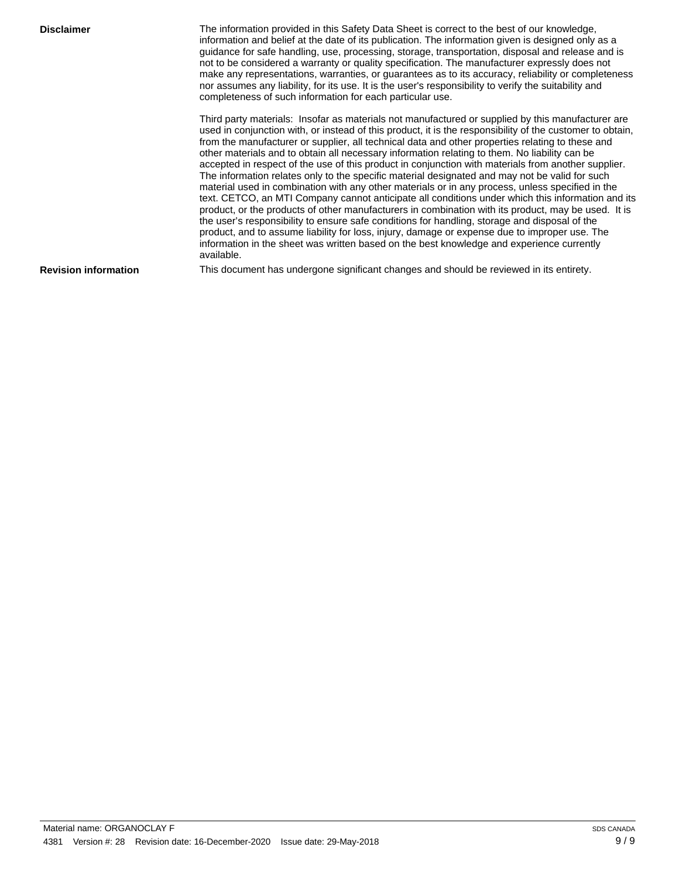**Disclaimer**

The information provided in this Safety Data Sheet is correct to the best of our knowledge, information and belief at the date of its publication. The information given is designed only as a guidance for safe handling, use, processing, storage, transportation, disposal and release and is not to be considered a warranty or quality specification. The manufacturer expressly does not make any representations, warranties, or guarantees as to its accuracy, reliability or completeness nor assumes any liability, for its use. It is the user's responsibility to verify the suitability and completeness of such information for each particular use.

Third party materials: Insofar as materials not manufactured or supplied by this manufacturer are used in conjunction with, or instead of this product, it is the responsibility of the customer to obtain, from the manufacturer or supplier, all technical data and other properties relating to these and other materials and to obtain all necessary information relating to them. No liability can be accepted in respect of the use of this product in conjunction with materials from another supplier. The information relates only to the specific material designated and may not be valid for such material used in combination with any other materials or in any process, unless specified in the text. CETCO, an MTI Company cannot anticipate all conditions under which this information and its product, or the products of other manufacturers in combination with its product, may be used. It is the user's responsibility to ensure safe conditions for handling, storage and disposal of the product, and to assume liability for loss, injury, damage or expense due to improper use. The information in the sheet was written based on the best knowledge and experience currently available.

**Revision information**

This document has undergone significant changes and should be reviewed in its entirety.